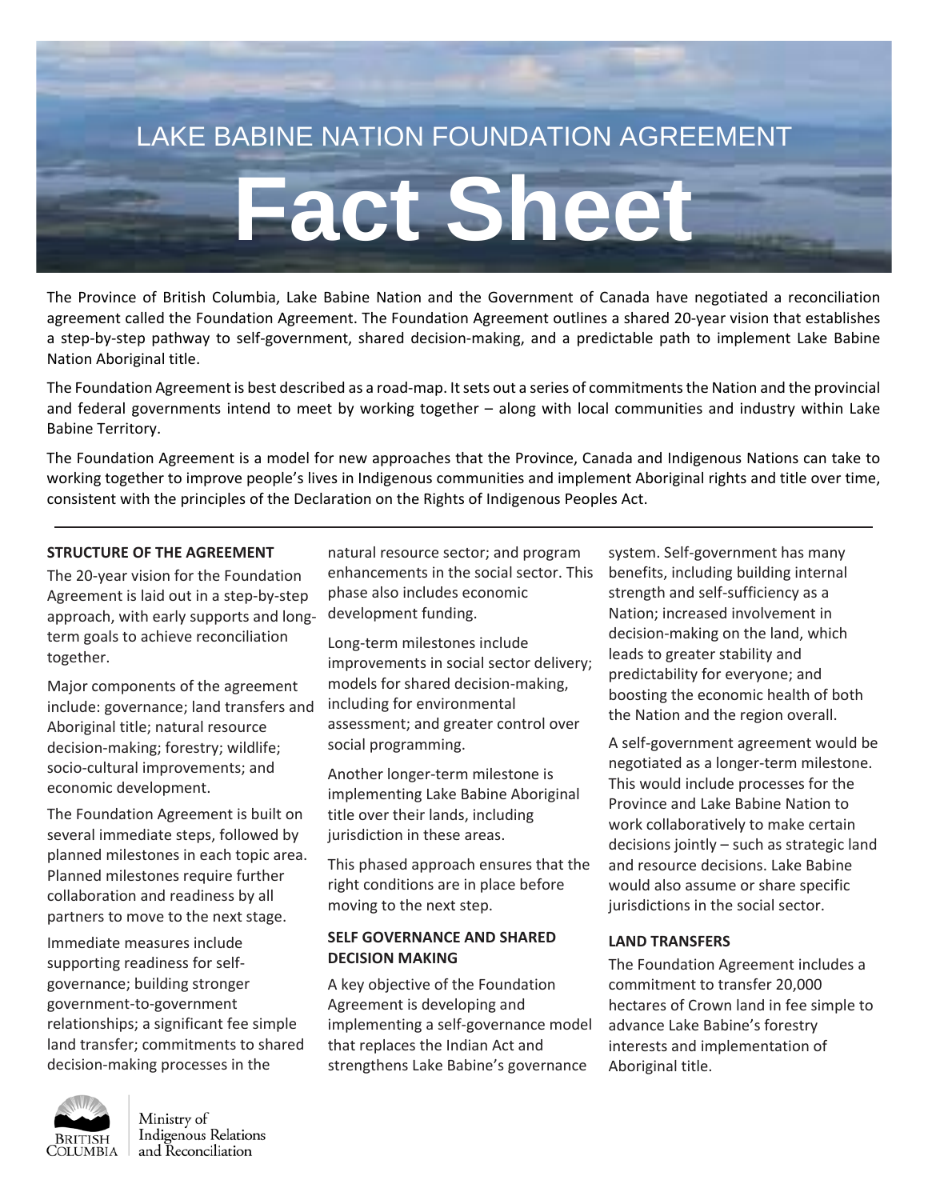LAKE BABINE NATION FOUNDATION AGREEMENT

# Fact Sheet

The Province of British Columbia, Lake Babine Nation and the Government of Canada have negotiated a reconciliation agreement called the Foundation Agreement. The Foundation Agreement outlines a shared 20-year vision that establishes a step-by-step pathway to self-government, shared decision-making, and a predictable path to implement Lake Babine Nation Aboriginal title.

The Foundation Agreement is best described as a road-map. It sets out a series of commitments the Nation and the provincial and federal governments intend to meet by working together – along with local communities and industry within Lake Babine Territory.

The Foundation Agreement is a model for new approaches that the Province, Canada and Indigenous Nations can take to working together to improve people's lives in Indigenous communities and implement Aboriginal rights and title over time, consistent with the principles of the Declaration on the Rights of Indigenous Peoples Act.

---

## STRUCTURE OF THE AGREEMENT

The 20-year vision for the Foundation Agreement is laid out in a step-by-step approach, with early supports and long-term goals to achieve reconciliation together.

Major components of the agreement include: governance; land transfers and Aboriginal title; natural resource decision-making; forestry; wildlife; socio-cultural improvements; and economic development.

The Foundation Agreement is built on several immediate steps, followed by planned milestones in each topic area. Planned milestones require further collaboration and readiness by all partners to move to the next stage.

Immediate measures include supporting readiness for self-governance; building stronger government-to-government relationships; a significant fee simple land transfer; commitments to shared decision-making processes in the natural resource sector; and program enhancements in the social sector. This phase also includes economic development funding.

Long-term milestones include improvements in social sector delivery; models for shared decision-making, including for environmental assessment; and greater control over social programming.

Another longer-term milestone is implementing Lake Babine Aboriginal title over their lands, including jurisdiction in these areas.

This phased approach ensures that the right conditions are in place before moving to the next step.

## SELF GOVERNANCE AND SHARED DECISION MAKING

A key objective of the Foundation Agreement is developing and implementing a self-governance model that replaces the Indian Act and strengthens Lake Babine's governance system. Self-government has many benefits, including building internal strength and self-sufficiency as a Nation; increased involvement in decision-making on the land, which leads to greater stability and predictability for everyone; and boosting the economic health of both the Nation and the region overall.

A self-government agreement would be negotiated as a longer-term milestone. This would include processes for the Province and Lake Babine Nation to work collaboratively to make certain decisions jointly – such as strategic land and resource decisions. Lake Babine would also assume or share specific jurisdictions in the social sector.

## LAND TRANSFERS

The Foundation Agreement includes a commitment to transfer 20,000 hectares of Crown land in fee simple to advance Lake Babine's forestry interests and implementation of Aboriginal title.

British Columbia | Ministry of Indigenous Relations and Reconciliation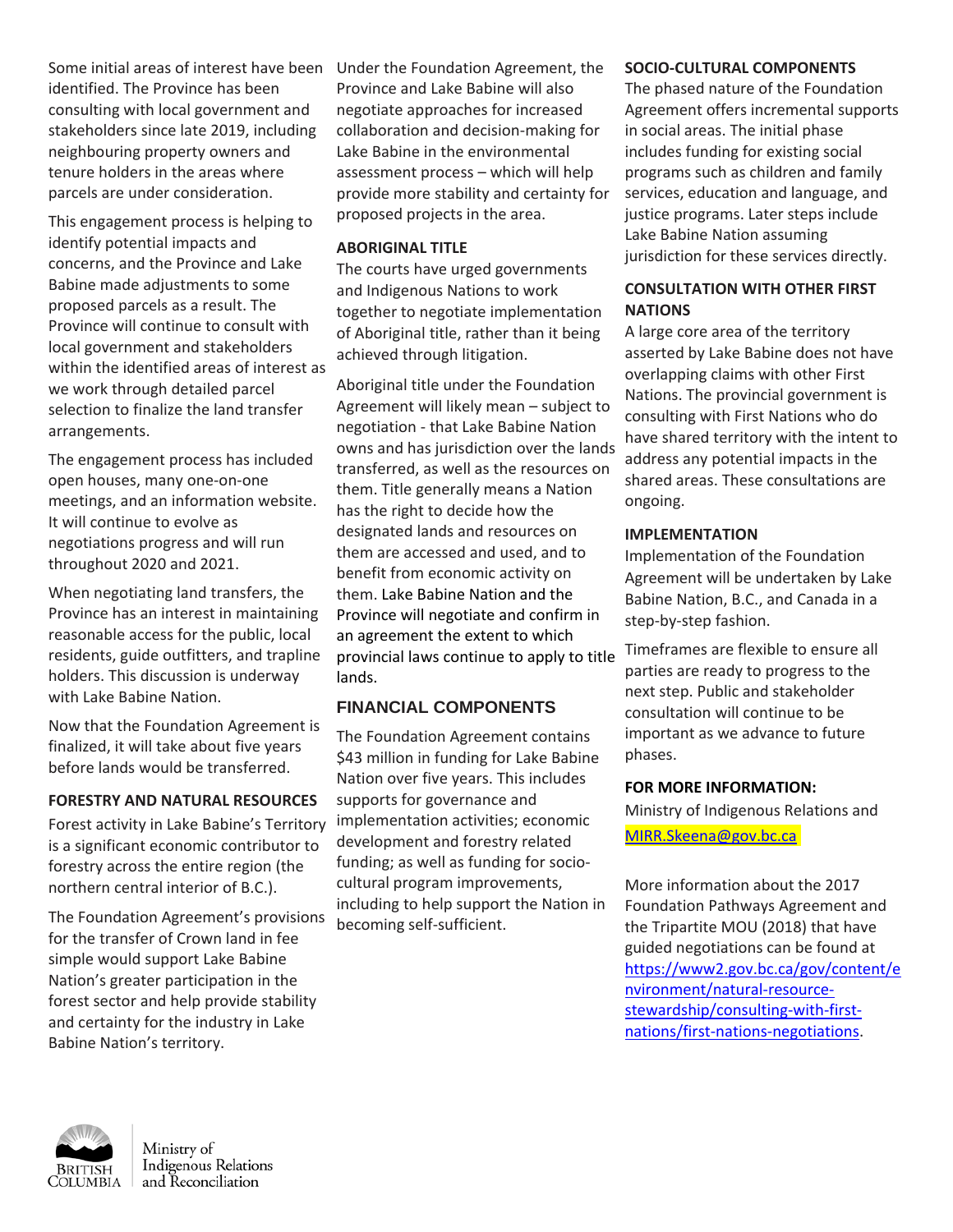Some initial areas of interest have been identified. The Province has been consulting with local government and stakeholders since late 2019, including neighbouring property owners and tenure holders in the areas where parcels are under consideration.

This engagement process is helping to identify potential impacts and concerns, and the Province and Lake Babine made adjustments to some proposed parcels as a result. The Province will continue to consult with local government and stakeholders within the identified areas of interest as we work through detailed parcel selection to finalize the land transfer arrangements.

The engagement process has included open houses, many one-on-one meetings, and an information website. It will continue to evolve as negotiations progress and will run throughout 2020 and 2021.

When negotiating land transfers, the Province has an interest in maintaining reasonable access for the public, local residents, guide outfitters, and trapline holders. This discussion is underway with Lake Babine Nation.

Now that the Foundation Agreement is finalized, it will take about five years before lands would be transferred.

### FORESTRY AND NATURAL RESOURCES

Forest activity in Lake Babine's Territory is a significant economic contributor to forestry across the entire region (the northern central interior of B.C.).

The Foundation Agreement's provisions for the transfer of Crown land in fee simple would support Lake Babine Nation's greater participation in the forest sector and help provide stability and certainty for the industry in Lake Babine Nation's territory.

Under the Foundation Agreement, the Province and Lake Babine will also negotiate approaches for increased collaboration and decision-making for Lake Babine in the environmental assessment process – which will help provide more stability and certainty for proposed projects in the area.

### ABORIGINAL TITLE

The courts have urged governments and Indigenous Nations to work together to negotiate implementation of Aboriginal title, rather than it being achieved through litigation.

Aboriginal title under the Foundation Agreement will likely mean – subject to negotiation - that Lake Babine Nation owns and has jurisdiction over the lands transferred, as well as the resources on them. Title generally means a Nation has the right to decide how the designated lands and resources on them are accessed and used, and to benefit from economic activity on them. Lake Babine Nation and the Province will negotiate and confirm in an agreement the extent to which provincial laws continue to apply to title lands.

## FINANCIAL COMPONENTS

The Foundation Agreement contains $43 million in funding for Lake Babine Nation over five years. This includes supports for governance and implementation activities; economic development and forestry related funding; as well as funding for socio-cultural program improvements, including to help support the Nation in becoming self-sufficient.

### SOCIO-CULTURAL COMPONENTS

The phased nature of the Foundation Agreement offers incremental supports in social areas. The initial phase includes funding for existing social programs such as children and family services, education and language, and justice programs. Later steps include Lake Babine Nation assuming jurisdiction for these services directly.

### CONSULTATION WITH OTHER FIRST NATIONS

A large core area of the territory asserted by Lake Babine does not have overlapping claims with other First Nations. The provincial government is consulting with First Nations who do have shared territory with the intent to address any potential impacts in the shared areas. These consultations are ongoing.

### IMPLEMENTATION

Implementation of the Foundation Agreement will be undertaken by Lake Babine Nation, B.C., and Canada in a step-by-step fashion.

Timeframes are flexible to ensure all parties are ready to progress to the next step. Public and stakeholder consultation will continue to be important as we advance to future phases.

### FOR MORE INFORMATION:

Ministry of Indigenous Relations and MIRR.Skeena@gov.bc.ca

More information about the 2017 Foundation Pathways Agreement and the Tripartite MOU (2018) that have guided negotiations can be found at https://www2.gov.bc.ca/gov/content/environment/natural-resource-stewardship/consulting-with-first-nations/first-nations-negotiations.

British Columbia | Ministry of Indigenous Relations and Reconciliation